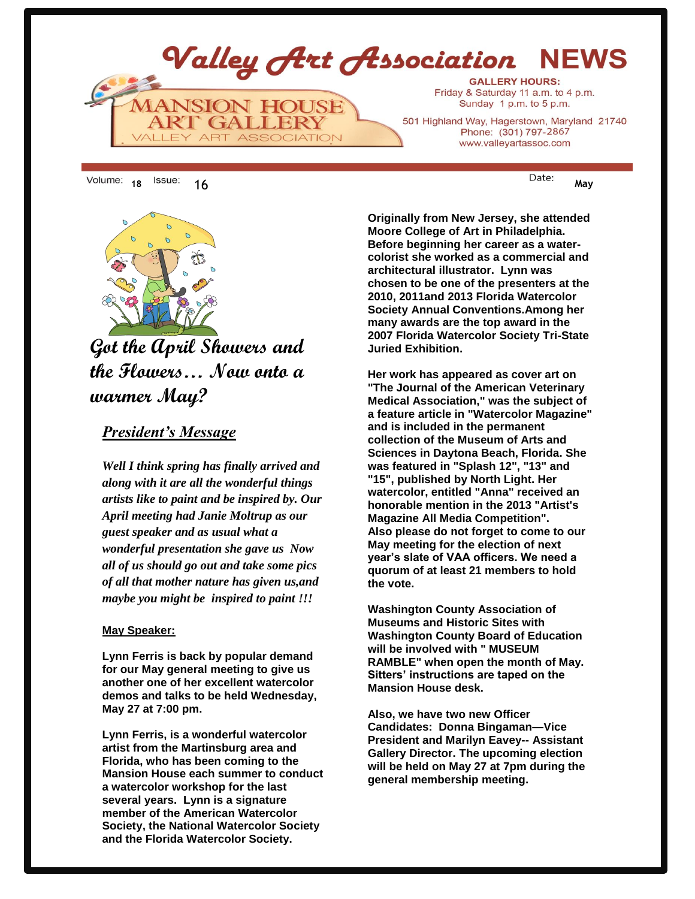# Valley Art Association NEWS

MANSION HOUSE ART GALLERY
VALLEY ART ASSOCIATION

**GALLERY HOURS:**
Friday & Saturday 11 a.m. to 4 p.m.
Sunday 1 p.m. to 5 p.m.

501 Highland Way, Hagerstown, Maryland 21740
Phone: (301) 797-2867
www.valleyartassoc.com

Volume: 18 Issue: 16 Date: May

## Got the April Showers and the Flowers… Now onto a warmer May?

### President's Message

*Well I think spring has finally arrived and along with it are all the wonderful things artists like to paint and be inspired by. Our April meeting had Janie Moltrup as our guest speaker and as usual what a wonderful presentation she gave us Now all of us should go out and take some pics of all that mother nature has given us,and maybe you might be inspired to paint !!!*

**May Speaker:**

**Lynn Ferris is back by popular demand for our May general meeting to give us another one of her excellent watercolor demos and talks to be held Wednesday, May 27 at 7:00 pm.**

**Lynn Ferris, is a wonderful watercolor artist from the Martinsburg area and Florida, who has been coming to the Mansion House each summer to conduct a watercolor workshop for the last several years. Lynn is a signature member of the American Watercolor Society, the National Watercolor Society and the Florida Watercolor Society.**

**Originally from New Jersey, she attended Moore College of Art in Philadelphia. Before beginning her career as a water-colorist she worked as a commercial and architectural illustrator. Lynn was chosen to be one of the presenters at the 2010, 2011and 2013 Florida Watercolor Society Annual Conventions.Among her many awards are the top award in the 2007 Florida Watercolor Society Tri-State Juried Exhibition.**

**Her work has appeared as cover art on "The Journal of the American Veterinary Medical Association," was the subject of a feature article in "Watercolor Magazine" and is included in the permanent collection of the Museum of Arts and Sciences in Daytona Beach, Florida. She was featured in "Splash 12", "13" and "15", published by North Light. Her watercolor, entitled "Anna" received an honorable mention in the 2013 "Artist's Magazine All Media Competition".**
**Also please do not forget to come to our May meeting for the election of next year's slate of VAA officers. We need a quorum of at least 21 members to hold the vote.**

**Washington County Association of Museums and Historic Sites with Washington County Board of Education will be involved with " MUSEUM RAMBLE" when open the month of May. Sitters' instructions are taped on the Mansion House desk.**

**Also, we have two new Officer Candidates: Donna Bingaman—Vice President and Marilyn Eavey-- Assistant Gallery Director. The upcoming election will be held on May 27 at 7pm during the general membership meeting.**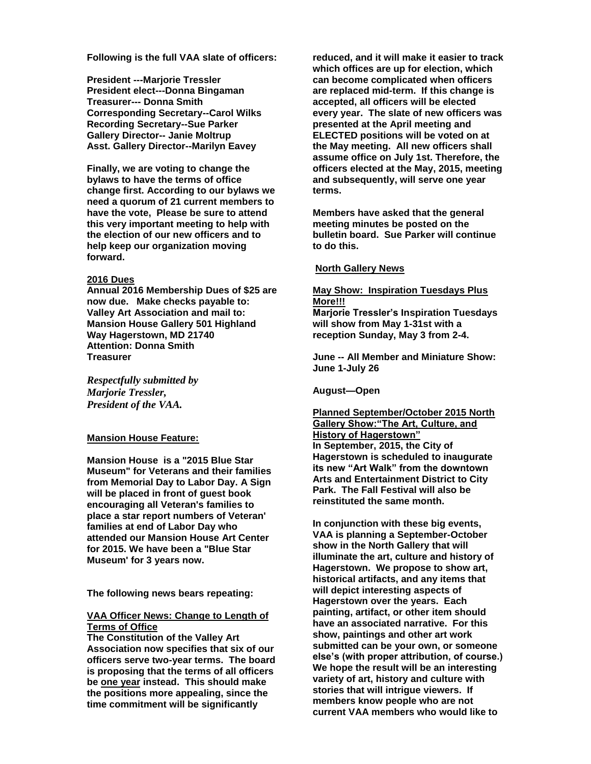**Following is the full VAA slate of officers:**

**President ---Marjorie Tressler**
**President elect---Donna Bingaman**
**Treasurer--- Donna Smith**
**Corresponding Secretary--Carol Wilks**
**Recording Secretary--Sue Parker**
**Gallery Director-- Janie Moltrup**
**Asst. Gallery Director--Marilyn Eavey**

**Finally, we are voting to change the bylaws to have the terms of office change first. According to our bylaws we need a quorum of 21 current members to have the vote, Please be sure to attend this very important meeting to help with the election of our new officers and to help keep our organization moving forward.**

**2016 Dues**

**Annual 2016 Membership Dues of $25 are now due. Make checks payable to: Valley Art Association and mail to: Mansion House Gallery 501 Highland Way Hagerstown, MD 21740 Attention: Donna Smith Treasurer**

***Respectfully submitted by***
***Marjorie Tressler,***
***President of the VAA.***

**Mansion House Feature:**

**Mansion House is a "2015 Blue Star Museum" for Veterans and their families from Memorial Day to Labor Day. A Sign will be placed in front of guest book encouraging all Veteran's families to place a star report numbers of Veteran' families at end of Labor Day who attended our Mansion House Art Center for 2015. We have been a "Blue Star Museum' for 3 years now.**

**The following news bears repeating:**

**VAA Officer News: Change to Length of Terms of Office**

**The Constitution of the Valley Art Association now specifies that six of our officers serve two-year terms. The board is proposing that the terms of all officers be one year instead. This should make the positions more appealing, since the time commitment will be significantly reduced, and it will make it easier to track which offices are up for election, which can become complicated when officers are replaced mid-term. If this change is accepted, all officers will be elected every year. The slate of new officers was presented at the April meeting and ELECTED positions will be voted on at the May meeting. All new officers shall assume office on July 1st. Therefore, the officers elected at the May, 2015, meeting and subsequently, will serve one year terms.**

**Members have asked that the general meeting minutes be posted on the bulletin board. Sue Parker will continue to do this.**

**North Gallery News**

**May Show: Inspiration Tuesdays Plus More!!!**

**Marjorie Tressler's Inspiration Tuesdays will show from May 1-31st with a reception Sunday, May 3 from 2-4.**

**June -- All Member and Miniature Show: June 1-July 26**

**August—Open**

**Planned September/October 2015 North Gallery Show:"The Art, Culture, and History of Hagerstown"**

**In September, 2015, the City of Hagerstown is scheduled to inaugurate its new "Art Walk" from the downtown Arts and Entertainment District to City Park. The Fall Festival will also be reinstituted the same month.**

**In conjunction with these big events, VAA is planning a September-October show in the North Gallery that will illuminate the art, culture and history of Hagerstown. We propose to show art, historical artifacts, and any items that will depict interesting aspects of Hagerstown over the years. Each painting, artifact, or other item should have an associated narrative. For this show, paintings and other art work submitted can be your own, or someone else's (with proper attribution, of course.) We hope the result will be an interesting variety of art, history and culture with stories that will intrigue viewers. If members know people who are not current VAA members who would like to**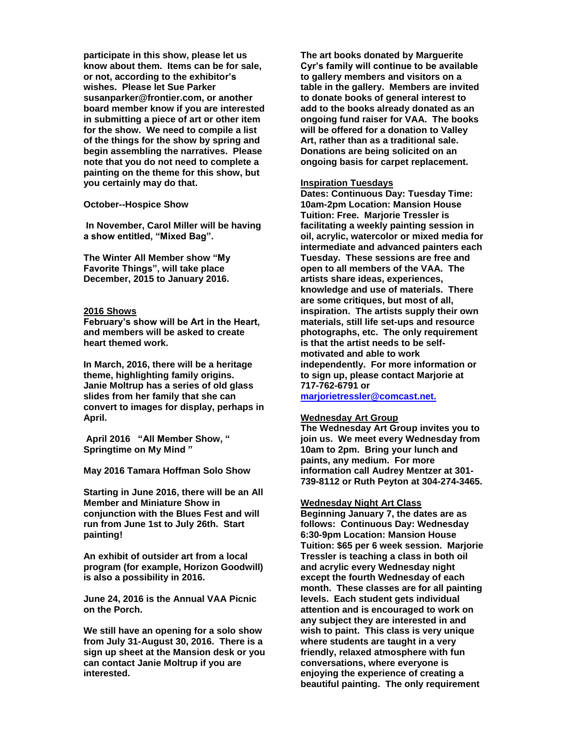**participate in this show, please let us know about them. Items can be for sale, or not, according to the exhibitor's wishes. Please let Sue Parker susanparker@frontier.com, or another board member know if you are interested in submitting a piece of art or other item for the show. We need to compile a list of the things for the show by spring and begin assembling the narratives. Please note that you do not need to complete a painting on the theme for this show, but you certainly may do that.**

**October--Hospice Show**

**In November, Carol Miller will be having a show entitled, "Mixed Bag".**

**The Winter All Member show "My Favorite Things", will take place December, 2015 to January 2016.**

**2016 Shows**

**February's show will be Art in the Heart, and members will be asked to create heart themed work.**

**In March, 2016, there will be a heritage theme, highlighting family origins. Janie Moltrup has a series of old glass slides from her family that she can convert to images for display, perhaps in April.**

**April 2016 "All Member Show, " Springtime on My Mind "**

**May 2016 Tamara Hoffman Solo Show**

**Starting in June 2016, there will be an All Member and Miniature Show in conjunction with the Blues Fest and will run from June 1st to July 26th. Start painting!**

**An exhibit of outsider art from a local program (for example, Horizon Goodwill) is also a possibility in 2016.**

**June 24, 2016 is the Annual VAA Picnic on the Porch.**

**We still have an opening for a solo show from July 31-August 30, 2016. There is a sign up sheet at the Mansion desk or you can contact Janie Moltrup if you are interested.**

**The art books donated by Marguerite Cyr's family will continue to be available to gallery members and visitors on a table in the gallery. Members are invited to donate books of general interest to add to the books already donated as an ongoing fund raiser for VAA. The books will be offered for a donation to Valley Art, rather than as a traditional sale. Donations are being solicited on an ongoing basis for carpet replacement.**

**Inspiration Tuesdays**

**Dates: Continuous Day: Tuesday Time: 10am-2pm Location: Mansion House Tuition: Free. Marjorie Tressler is facilitating a weekly painting session in oil, acrylic, watercolor or mixed media for intermediate and advanced painters each Tuesday. These sessions are free and open to all members of the VAA. The artists share ideas, experiences, knowledge and use of materials. There are some critiques, but most of all, inspiration. The artists supply their own materials, still life set-ups and resource photographs, etc. The only requirement is that the artist needs to be self-motivated and able to work independently. For more information or to sign up, please contact Marjorie at 717-762-6791 or marjorietressler@comcast.net.**

**Wednesday Art Group**

**The Wednesday Art Group invites you to join us. We meet every Wednesday from 10am to 2pm. Bring your lunch and paints, any medium. For more information call Audrey Mentzer at 301-739-8112 or Ruth Peyton at 304-274-3465.**

**Wednesday Night Art Class**

**Beginning January 7, the dates are as follows: Continuous Day: Wednesday 6:30-9pm Location: Mansion House Tuition: $65 per 6 week session. Marjorie Tressler is teaching a class in both oil and acrylic every Wednesday night except the fourth Wednesday of each month. These classes are for all painting levels. Each student gets individual attention and is encouraged to work on any subject they are interested in and wish to paint. This class is very unique where students are taught in a very friendly, relaxed atmosphere with fun conversations, where everyone is enjoying the experience of creating a beautiful painting. The only requirement**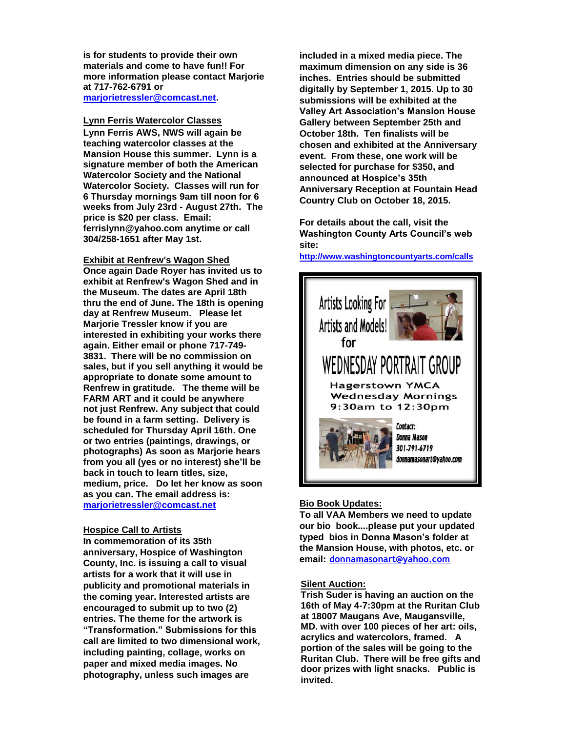**is for students to provide their own materials and come to have fun!! For more information please contact Marjorie at 717-762-6791 or [marjorietressler@comcast.net](mailto:marjorietressler@comcast.net).**

**Lynn Ferris Watercolor Classes**

**Lynn Ferris AWS, NWS will again be teaching watercolor classes at the Mansion House this summer. Lynn is a signature member of both the American Watercolor Society and the National Watercolor Society. Classes will run for 6 Thursday mornings 9am till noon for 6 weeks from July 23rd - August 27th. The price is $20 per class. Email: ferrislynn@yahoo.com anytime or call 304/258-1651 after May 1st.**

**Exhibit at Renfrew's Wagon Shed**

**Once again Dade Royer has invited us to exhibit at Renfrew's Wagon Shed and in the Museum. The dates are April 18th thru the end of June. The 18th is opening day at Renfrew Museum. Please let Marjorie Tressler know if you are interested in exhibiting your works there again. Either email or phone 717-749-3831. There will be no commission on sales, but if you sell anything it would be appropriate to donate some amount to Renfrew in gratitude. The theme will be FARM ART and it could be anywhere not just Renfrew. Any subject that could be found in a farm setting. Delivery is scheduled for Thursday April 16th. One or two entries (paintings, drawings, or photographs) As soon as Marjorie hears from you all (yes or no interest) she'll be back in touch to learn titles, size, medium, price. Do let her know as soon as you can. The email address is: [marjorietressler@comcast.net](mailto:marjorietressler@comcast.net)**

**Hospice Call to Artists**

**In commemoration of its 35th anniversary, Hospice of Washington County, Inc. is issuing a call to visual artists for a work that it will use in publicity and promotional materials in the coming year. Interested artists are encouraged to submit up to two (2) entries. The theme for the artwork is "Transformation." Submissions for this call are limited to two dimensional work, including painting, collage, works on paper and mixed media images. No photography, unless such images are included in a mixed media piece. The maximum dimension on any side is 36 inches. Entries should be submitted digitally by September 1, 2015. Up to 30 submissions will be exhibited at the Valley Art Association's Mansion House Gallery between September 25th and October 18th. Ten finalists will be chosen and exhibited at the Anniversary event. From these, one work will be selected for purchase for $350, and announced at Hospice's 35th Anniversary Reception at Fountain Head Country Club on October 18, 2015.**

**For details about the call, visit the Washington County Arts Council's web site:**
**[http://www.washingtoncountyarts.com/calls](http://www.washingtoncountyarts.com/calls)**

Artists Looking For Artists and Models! for

WEDNESDAY PORTRAIT GROUP

Hagerstown YMCA
Wednesday Mornings
9:30am to 12:30pm

Contact:
Donna Mason
301-791-6719
donnamasonart@yahoo.com

**Bio Book Updates:**

**To all VAA Members we need to update our bio book....please put your updated typed bios in Donna Mason's folder at the Mansion House, with photos, etc. or email: [donnamasonart@yahoo.com](mailto:donnamasonart@yahoo.com)**

**Silent Auction:**

**Trish Suder is having an auction on the 16th of May 4-7:30pm at the Ruritan Club at 18007 Maugans Ave, Maugansville, MD. with over 100 pieces of her art: oils, acrylics and watercolors, framed. A portion of the sales will be going to the Ruritan Club. There will be free gifts and door prizes with light snacks. Public is invited.**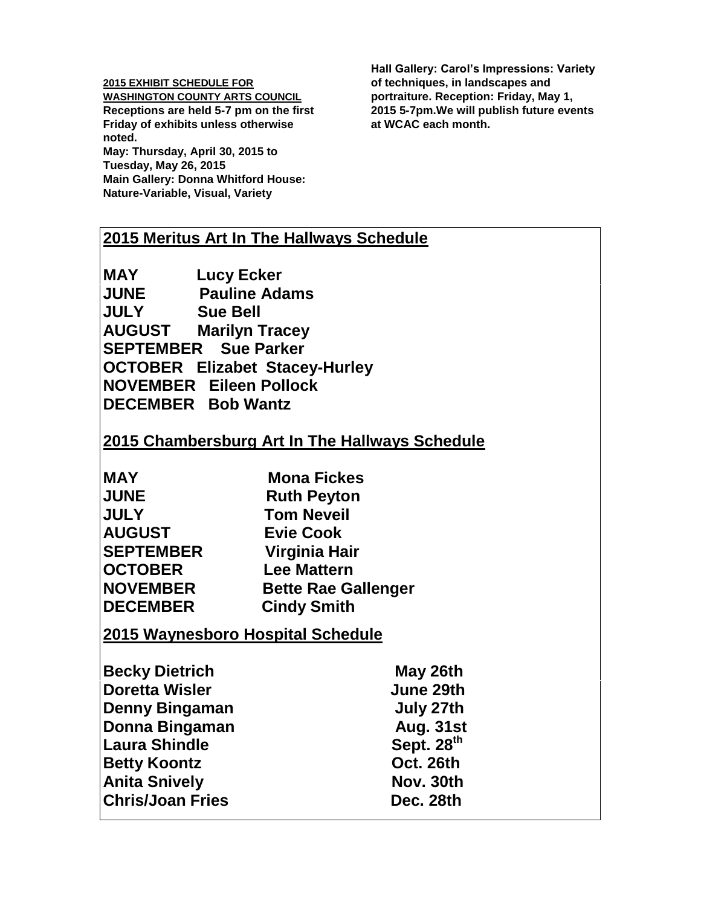**2015 EXHIBIT SCHEDULE FOR WASHINGTON COUNTY ARTS COUNCIL**

**Receptions are held 5-7 pm on the first Friday of exhibits unless otherwise noted.**

**May: Thursday, April 30, 2015 to Tuesday, May 26, 2015**

**Main Gallery: Donna Whitford House: Nature-Variable, Visual, Variety**

**Hall Gallery: Carol's Impressions: Variety of techniques, in landscapes and portraiture. Reception: Friday, May 1, 2015 5-7pm.We will publish future events at WCAC each month.**

## 2015 Meritus Art In The Hallways Schedule

| | |
|---|---|
| **MAY** | **Lucy Ecker** |
| **JUNE** | **Pauline Adams** |
| **JULY** | **Sue Bell** |
| **AUGUST** | **Marilyn Tracey** |
| **SEPTEMBER** | **Sue Parker** |
| **OCTOBER** | **Elizabet Stacey-Hurley** |
| **NOVEMBER** | **Eileen Pollock** |
| **DECEMBER** | **Bob Wantz** |

## 2015 Chambersburg Art In The Hallways Schedule

| | |
|---|---|
| **MAY** | **Mona Fickes** |
| **JUNE** | **Ruth Peyton** |
| **JULY** | **Tom Neveil** |
| **AUGUST** | **Evie Cook** |
| **SEPTEMBER** | **Virginia Hair** |
| **OCTOBER** | **Lee Mattern** |
| **NOVEMBER** | **Bette Rae Gallenger** |
| **DECEMBER** | **Cindy Smith** |

## 2015 Waynesboro Hospital Schedule

| | |
|---|---|
| **Becky Dietrich** | **May 26th** |
| **Doretta Wisler** | **June 29th** |
| **Denny Bingaman** | **July 27th** |
| **Donna Bingaman** | **Aug. 31st** |
| **Laura Shindle** | **Sept. 28th** |
| **Betty Koontz** | **Oct. 26th** |
| **Anita Snively** | **Nov. 30th** |
| **Chris/Joan Fries** | **Dec. 28th** |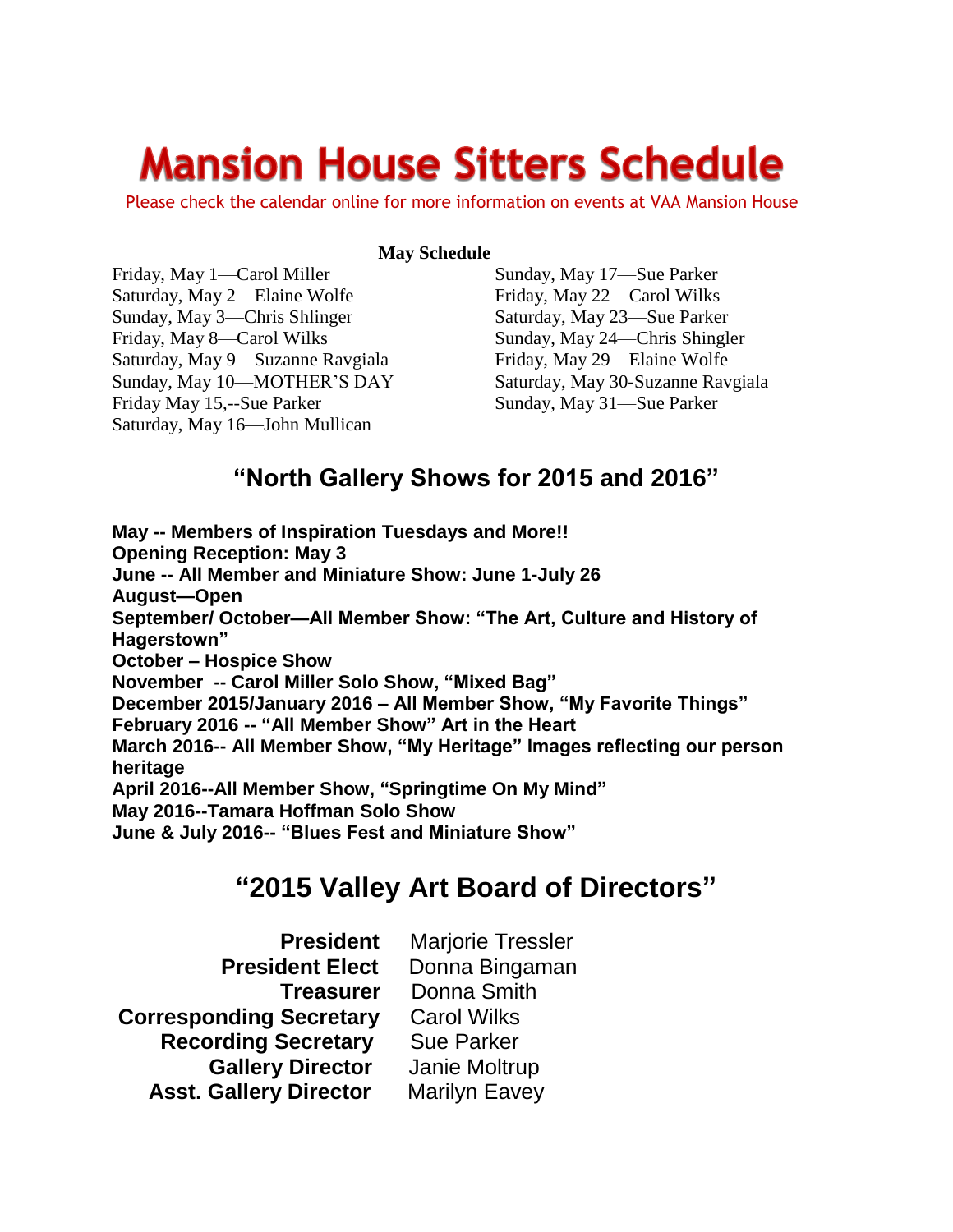# Mansion House Sitters Schedule

Please check the calendar online for more information on events at VAA Mansion House

**May Schedule**

Friday, May 1—Carol Miller
Saturday, May 2—Elaine Wolfe
Sunday, May 3—Chris Shlinger
Friday, May 8—Carol Wilks
Saturday, May 9—Suzanne Ravgiala
Sunday, May 10—MOTHER'S DAY
Friday May 15,--Sue Parker
Saturday, May 16—John Mullican
Sunday, May 17—Sue Parker
Friday, May 22—Carol Wilks
Saturday, May 23—Sue Parker
Sunday, May 24—Chris Shingler
Friday, May 29—Elaine Wolfe
Saturday, May 30-Suzanne Ravgiala
Sunday, May 31—Sue Parker

## "North Gallery Shows for 2015 and 2016"

**May -- Members of Inspiration Tuesdays and More!!**
**Opening Reception: May 3**
**June -- All Member and Miniature Show: June 1-July 26**
**August—Open**
**September/ October—All Member Show: "The Art, Culture and History of Hagerstown"**
**October – Hospice Show**
**November -- Carol Miller Solo Show, "Mixed Bag"**
**December 2015/January 2016 – All Member Show, "My Favorite Things"**
**February 2016 -- "All Member Show" Art in the Heart**
**March 2016-- All Member Show, "My Heritage" Images reflecting our person heritage**
**April 2016--All Member Show, "Springtime On My Mind"**
**May 2016--Tamara Hoffman Solo Show**
**June & July 2016-- "Blues Fest and Miniature Show"**

## "2015 Valley Art Board of Directors"

| | |
|---|---|
| **President** | Marjorie Tressler |
| **President Elect** | Donna Bingaman |
| **Treasurer** | Donna Smith |
| **Corresponding Secretary** | Carol Wilks |
| **Recording Secretary** | Sue Parker |
| **Gallery Director** | Janie Moltrup |
| **Asst. Gallery Director** | Marilyn Eavey |